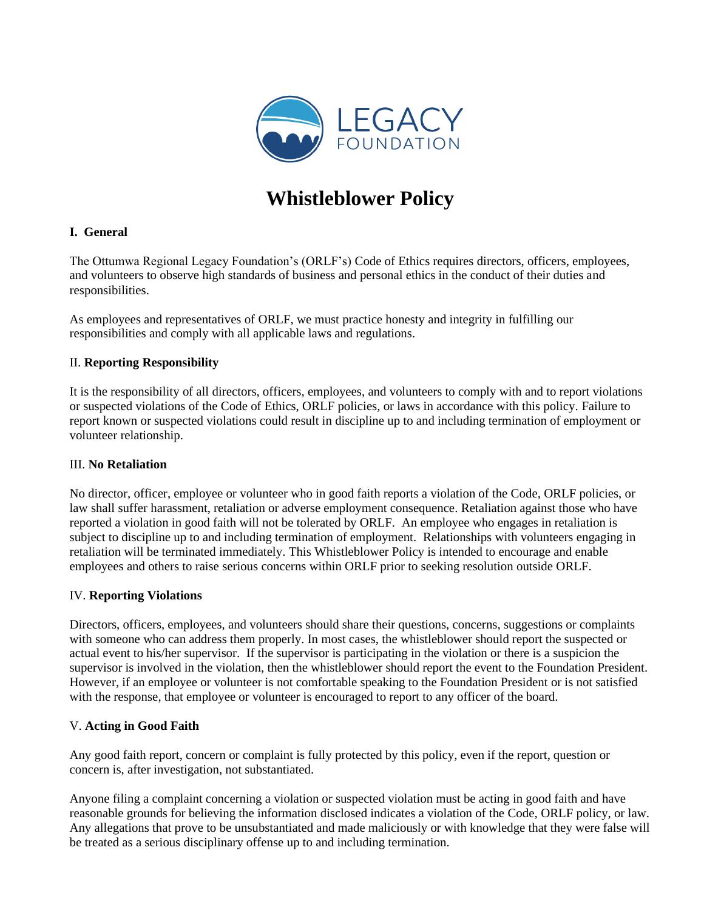LEGACY FOUNDATION

# Whistleblower Policy

## I. General

The Ottumwa Regional Legacy Foundation's (ORLF's) Code of Ethics requires directors, officers, employees, and volunteers to observe high standards of business and personal ethics in the conduct of their duties and responsibilities.

As employees and representatives of ORLF, we must practice honesty and integrity in fulfilling our responsibilities and comply with all applicable laws and regulations.

## II. Reporting Responsibility

It is the responsibility of all directors, officers, employees, and volunteers to comply with and to report violations or suspected violations of the Code of Ethics, ORLF policies, or laws in accordance with this policy. Failure to report known or suspected violations could result in discipline up to and including termination of employment or volunteer relationship.

## III. No Retaliation

No director, officer, employee or volunteer who in good faith reports a violation of the Code, ORLF policies, or law shall suffer harassment, retaliation or adverse employment consequence. Retaliation against those who have reported a violation in good faith will not be tolerated by ORLF. An employee who engages in retaliation is subject to discipline up to and including termination of employment. Relationships with volunteers engaging in retaliation will be terminated immediately. This Whistleblower Policy is intended to encourage and enable employees and others to raise serious concerns within ORLF prior to seeking resolution outside ORLF.

## IV. Reporting Violations

Directors, officers, employees, and volunteers should share their questions, concerns, suggestions or complaints with someone who can address them properly. In most cases, the whistleblower should report the suspected or actual event to his/her supervisor. If the supervisor is participating in the violation or there is a suspicion the supervisor is involved in the violation, then the whistleblower should report the event to the Foundation President. However, if an employee or volunteer is not comfortable speaking to the Foundation President or is not satisfied with the response, that employee or volunteer is encouraged to report to any officer of the board.

## V. Acting in Good Faith

Any good faith report, concern or complaint is fully protected by this policy, even if the report, question or concern is, after investigation, not substantiated.

Anyone filing a complaint concerning a violation or suspected violation must be acting in good faith and have reasonable grounds for believing the information disclosed indicates a violation of the Code, ORLF policy, or law. Any allegations that prove to be unsubstantiated and made maliciously or with knowledge that they were false will be treated as a serious disciplinary offense up to and including termination.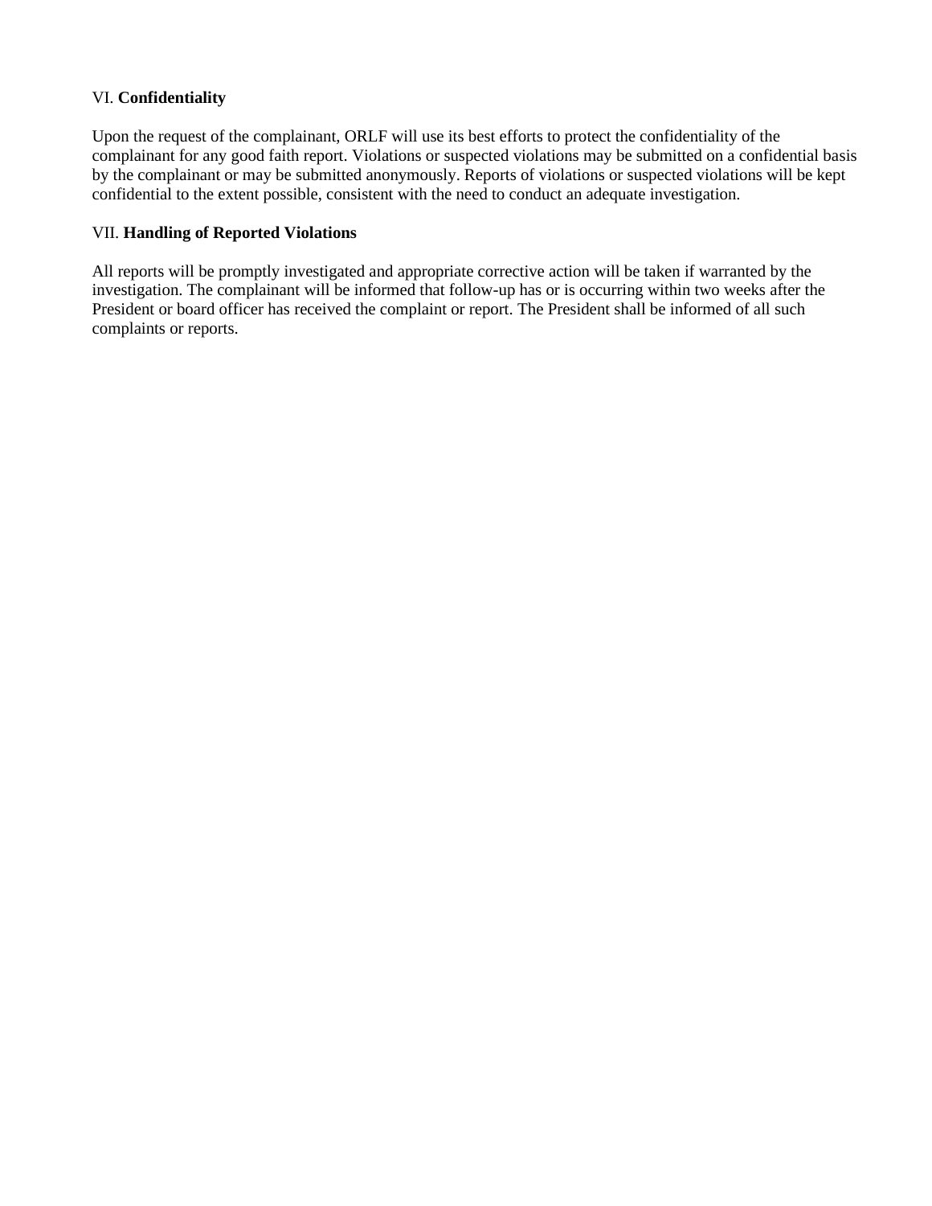VI. **Confidentiality**

Upon the request of the complainant, ORLF will use its best efforts to protect the confidentiality of the complainant for any good faith report. Violations or suspected violations may be submitted on a confidential basis by the complainant or may be submitted anonymously. Reports of violations or suspected violations will be kept confidential to the extent possible, consistent with the need to conduct an adequate investigation.

VII. **Handling of Reported Violations**

All reports will be promptly investigated and appropriate corrective action will be taken if warranted by the investigation. The complainant will be informed that follow-up has or is occurring within two weeks after the President or board officer has received the complaint or report. The President shall be informed of all such complaints or reports.